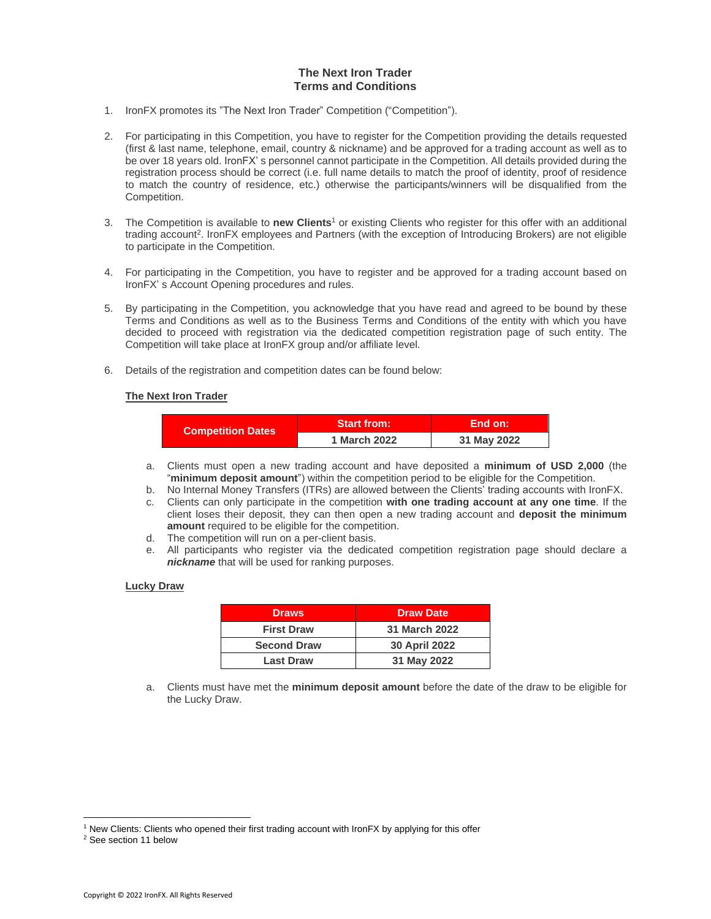# The Next Iron Trader
## Terms and Conditions

1. IronFX promotes its "The Next Iron Trader" Competition ("Competition").

2. For participating in this Competition, you have to register for the Competition providing the details requested (first & last name, telephone, email, country & nickname) and be approved for a trading account as well as to be over 18 years old. IronFX' s personnel cannot participate in the Competition. All details provided during the registration process should be correct (i.e. full name details to match the proof of identity, proof of residence to match the country of residence, etc.) otherwise the participants/winners will be disqualified from the Competition.

3. The Competition is available to **new Clients**[1] or existing Clients who register for this offer with an additional trading account[2]. IronFX employees and Partners (with the exception of Introducing Brokers) are not eligible to participate in the Competition.

4. For participating in the Competition, you have to register and be approved for a trading account based on IronFX' s Account Opening procedures and rules.

5. By participating in the Competition, you acknowledge that you have read and agreed to be bound by these Terms and Conditions as well as to the Business Terms and Conditions of the entity with which you have decided to proceed with registration via the dedicated competition registration page of such entity. The Competition will take place at IronFX group and/or affiliate level.

6. Details of the registration and competition dates can be found below:

**The Next Iron Trader**

| Competition Dates | Start from: | End on: |
|---|---|---|
| | 1 March 2022 | 31 May 2022 |

   a. Clients must open a new trading account and have deposited a **minimum of USD 2,000** (the "**minimum deposit amount**") within the competition period to be eligible for the Competition.
   b. No Internal Money Transfers (ITRs) are allowed between the Clients' trading accounts with IronFX.
   c. Clients can only participate in the competition **with one trading account at any one time**. If the client loses their deposit, they can then open a new trading account and **deposit the minimum amount** required to be eligible for the competition.
   d. The competition will run on a per-client basis.
   e. All participants who register via the dedicated competition registration page should declare a ***nickname*** that will be used for ranking purposes.

**Lucky Draw**

| Draws | Draw Date |
|---|---|
| First Draw | 31 March 2022 |
| Second Draw | 30 April 2022 |
| Last Draw | 31 May 2022 |

   a. Clients must have met the **minimum deposit amount** before the date of the draw to be eligible for the Lucky Draw.

---

[1] New Clients: Clients who opened their first trading account with IronFX by applying for this offer

[2] See section 11 below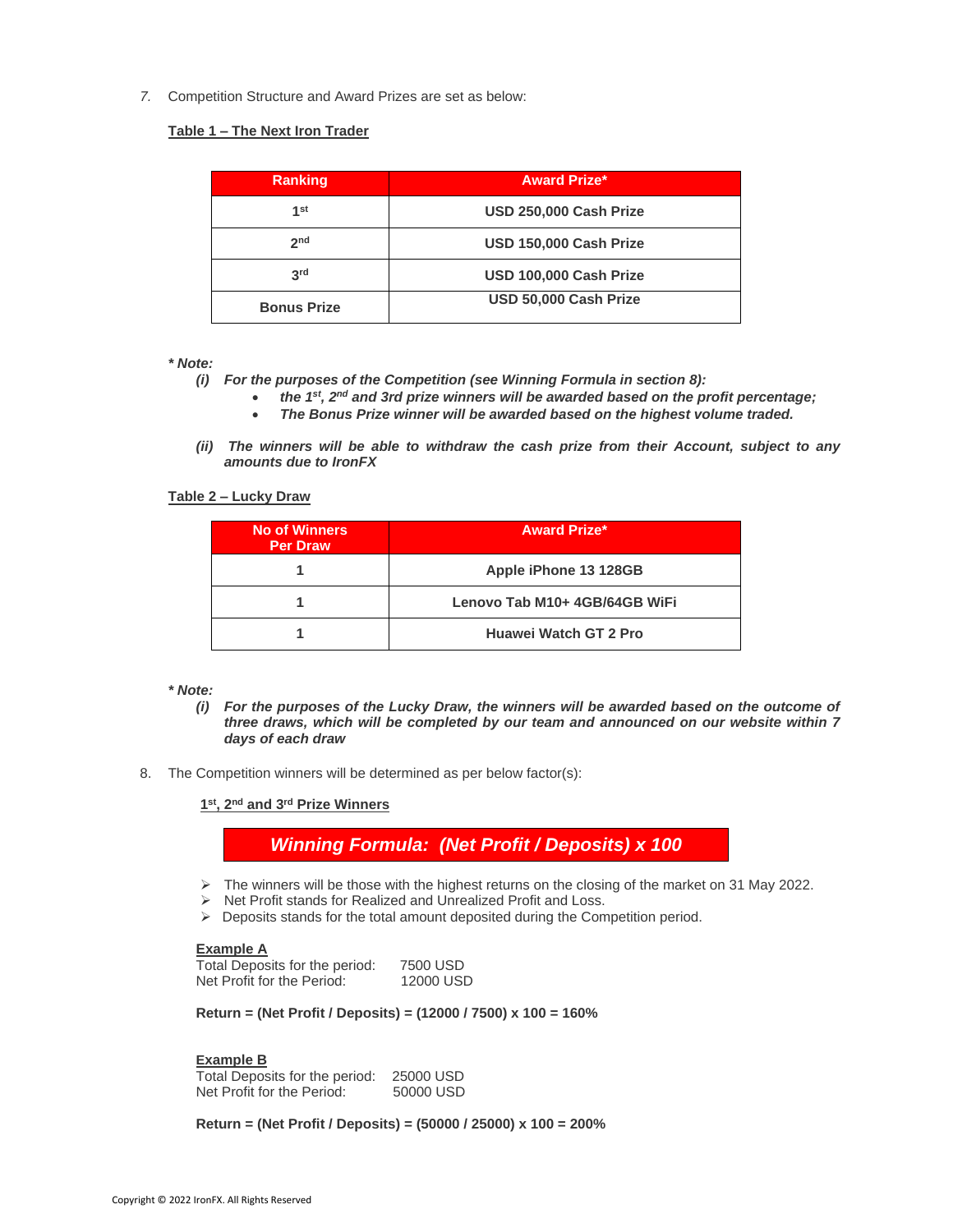7. Competition Structure and Award Prizes are set as below:

**Table 1 – The Next Iron Trader**

| Ranking | Award Prize* |
|---|---|
| 1st | USD 250,000 Cash Prize |
| 2nd | USD 150,000 Cash Prize |
| 3rd | USD 100,000 Cash Prize |
| Bonus Prize | USD 50,000 Cash Prize |

***\* Note:***

***(i) For the purposes of the Competition (see Winning Formula in section 8):***
- ***the 1st, 2nd and 3rd prize winners will be awarded based on the profit percentage;***
- ***The Bonus Prize winner will be awarded based on the highest volume traded.***

***(ii) The winners will be able to withdraw the cash prize from their Account, subject to any amounts due to IronFX***

**Table 2 – Lucky Draw**

| No of Winners Per Draw | Award Prize* |
|---|---|
| 1 | Apple iPhone 13 128GB |
| 1 | Lenovo Tab M10+ 4GB/64GB WiFi |
| 1 | Huawei Watch GT 2 Pro |

***\* Note:***

***(i) For the purposes of the Lucky Draw, the winners will be awarded based on the outcome of three draws, which will be completed by our team and announced on our website within 7 days of each draw***

8. The Competition winners will be determined as per below factor(s):

**1st, 2nd and 3rd Prize Winners**

***Winning Formula: (Net Profit / Deposits) x 100***

- The winners will be those with the highest returns on the closing of the market on 31 May 2022.
- Net Profit stands for Realized and Unrealized Profit and Loss.
- Deposits stands for the total amount deposited during the Competition period.

**Example A**

Total Deposits for the period: 7500 USD
Net Profit for the Period: 12000 USD

**Return = (Net Profit / Deposits) = (12000 / 7500) x 100 = 160%**

**Example B**

Total Deposits for the period: 25000 USD
Net Profit for the Period: 50000 USD

**Return = (Net Profit / Deposits) = (50000 / 25000) x 100 = 200%**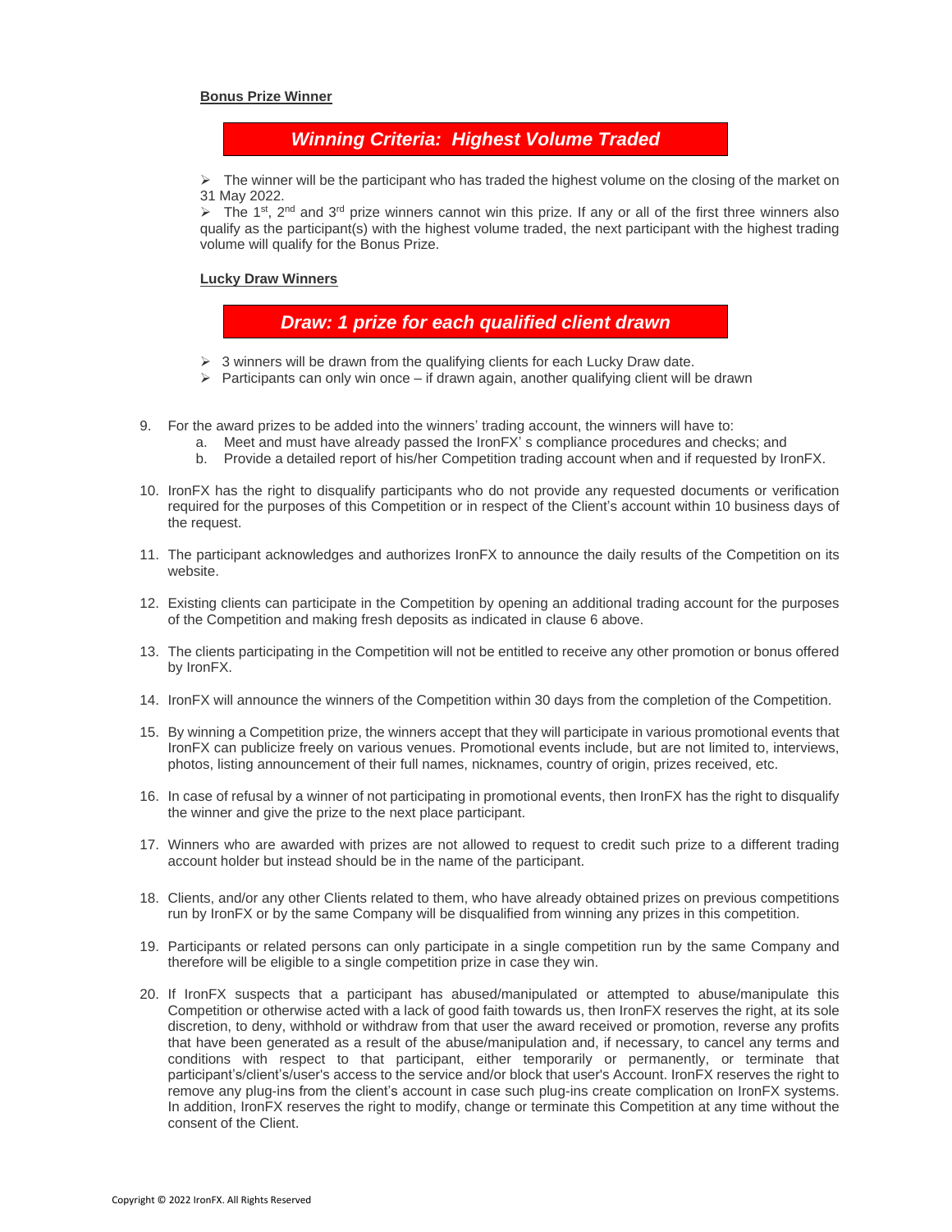**Bonus Prize Winner**

***Winning Criteria: Highest Volume Traded***

- The winner will be the participant who has traded the highest volume on the closing of the market on 31 May 2022.
- The 1st, 2nd and 3rd prize winners cannot win this prize. If any or all of the first three winners also qualify as the participant(s) with the highest volume traded, the next participant with the highest trading volume will qualify for the Bonus Prize.

**Lucky Draw Winners**

***Draw: 1 prize for each qualified client drawn***

- 3 winners will be drawn from the qualifying clients for each Lucky Draw date.
- Participants can only win once – if drawn again, another qualifying client will be drawn

9. For the award prizes to be added into the winners' trading account, the winners will have to:
   a. Meet and must have already passed the IronFX' s compliance procedures and checks; and
   b. Provide a detailed report of his/her Competition trading account when and if requested by IronFX.

10. IronFX has the right to disqualify participants who do not provide any requested documents or verification required for the purposes of this Competition or in respect of the Client's account within 10 business days of the request.

11. The participant acknowledges and authorizes IronFX to announce the daily results of the Competition on its website.

12. Existing clients can participate in the Competition by opening an additional trading account for the purposes of the Competition and making fresh deposits as indicated in clause 6 above.

13. The clients participating in the Competition will not be entitled to receive any other promotion or bonus offered by IronFX.

14. IronFX will announce the winners of the Competition within 30 days from the completion of the Competition.

15. By winning a Competition prize, the winners accept that they will participate in various promotional events that IronFX can publicize freely on various venues. Promotional events include, but are not limited to, interviews, photos, listing announcement of their full names, nicknames, country of origin, prizes received, etc.

16. In case of refusal by a winner of not participating in promotional events, then IronFX has the right to disqualify the winner and give the prize to the next place participant.

17. Winners who are awarded with prizes are not allowed to request to credit such prize to a different trading account holder but instead should be in the name of the participant.

18. Clients, and/or any other Clients related to them, who have already obtained prizes on previous competitions run by IronFX or by the same Company will be disqualified from winning any prizes in this competition.

19. Participants or related persons can only participate in a single competition run by the same Company and therefore will be eligible to a single competition prize in case they win.

20. If IronFX suspects that a participant has abused/manipulated or attempted to abuse/manipulate this Competition or otherwise acted with a lack of good faith towards us, then IronFX reserves the right, at its sole discretion, to deny, withhold or withdraw from that user the award received or promotion, reverse any profits that have been generated as a result of the abuse/manipulation and, if necessary, to cancel any terms and conditions with respect to that participant, either temporarily or permanently, or terminate that participant's/client's/user's access to the service and/or block that user's Account. IronFX reserves the right to remove any plug-ins from the client's account in case such plug-ins create complication on IronFX systems. In addition, IronFX reserves the right to modify, change or terminate this Competition at any time without the consent of the Client.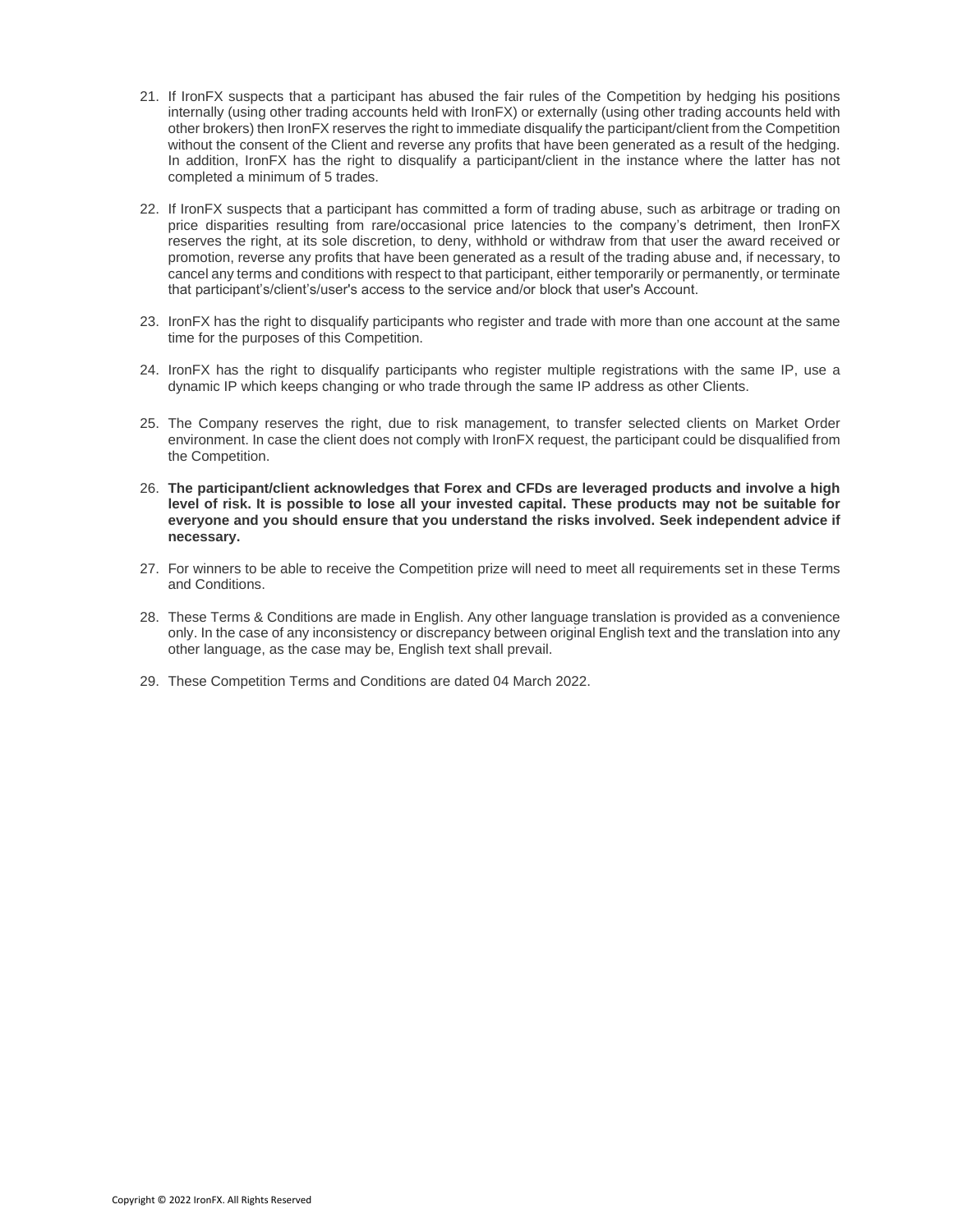21. If IronFX suspects that a participant has abused the fair rules of the Competition by hedging his positions internally (using other trading accounts held with IronFX) or externally (using other trading accounts held with other brokers) then IronFX reserves the right to immediate disqualify the participant/client from the Competition without the consent of the Client and reverse any profits that have been generated as a result of the hedging. In addition, IronFX has the right to disqualify a participant/client in the instance where the latter has not completed a minimum of 5 trades.

22. If IronFX suspects that a participant has committed a form of trading abuse, such as arbitrage or trading on price disparities resulting from rare/occasional price latencies to the company's detriment, then IronFX reserves the right, at its sole discretion, to deny, withhold or withdraw from that user the award received or promotion, reverse any profits that have been generated as a result of the trading abuse and, if necessary, to cancel any terms and conditions with respect to that participant, either temporarily or permanently, or terminate that participant's/client's/user's access to the service and/or block that user's Account.

23. IronFX has the right to disqualify participants who register and trade with more than one account at the same time for the purposes of this Competition.

24. IronFX has the right to disqualify participants who register multiple registrations with the same IP, use a dynamic IP which keeps changing or who trade through the same IP address as other Clients.

25. The Company reserves the right, due to risk management, to transfer selected clients on Market Order environment. In case the client does not comply with IronFX request, the participant could be disqualified from the Competition.

26. **The participant/client acknowledges that Forex and CFDs are leveraged products and involve a high level of risk. It is possible to lose all your invested capital. These products may not be suitable for everyone and you should ensure that you understand the risks involved. Seek independent advice if necessary.**

27. For winners to be able to receive the Competition prize will need to meet all requirements set in these Terms and Conditions.

28. These Terms & Conditions are made in English. Any other language translation is provided as a convenience only. In the case of any inconsistency or discrepancy between original English text and the translation into any other language, as the case may be, English text shall prevail.

29. These Competition Terms and Conditions are dated 04 March 2022.